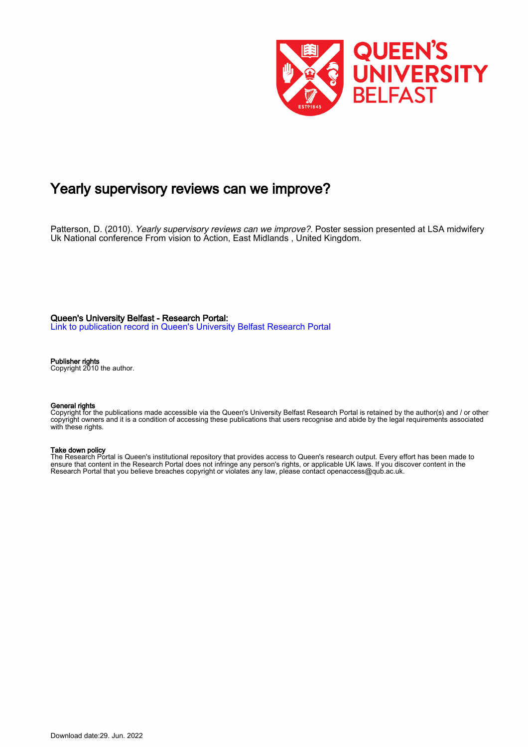# Yearly supervisory reviews can we improve?

Patterson, D. (2010). *Yearly supervisory reviews can we improve?*. Poster session presented at LSA midwifery Uk National conference From vision to Action, East Midlands , United Kingdom.

**Queen's University Belfast - Research Portal:**
Link to publication record in Queen's University Belfast Research Portal

**Publisher rights**
Copyright 2010 the author.

**General rights**
Copyright for the publications made accessible via the Queen's University Belfast Research Portal is retained by the author(s) and / or other copyright owners and it is a condition of accessing these publications that users recognise and abide by the legal requirements associated with these rights.

**Take down policy**
The Research Portal is Queen's institutional repository that provides access to Queen's research output. Every effort has been made to ensure that content in the Research Portal does not infringe any person's rights, or applicable UK laws. If you discover content in the Research Portal that you believe breaches copyright or violates any law, please contact openaccess@qub.ac.uk.

Download date:29. Jun. 2022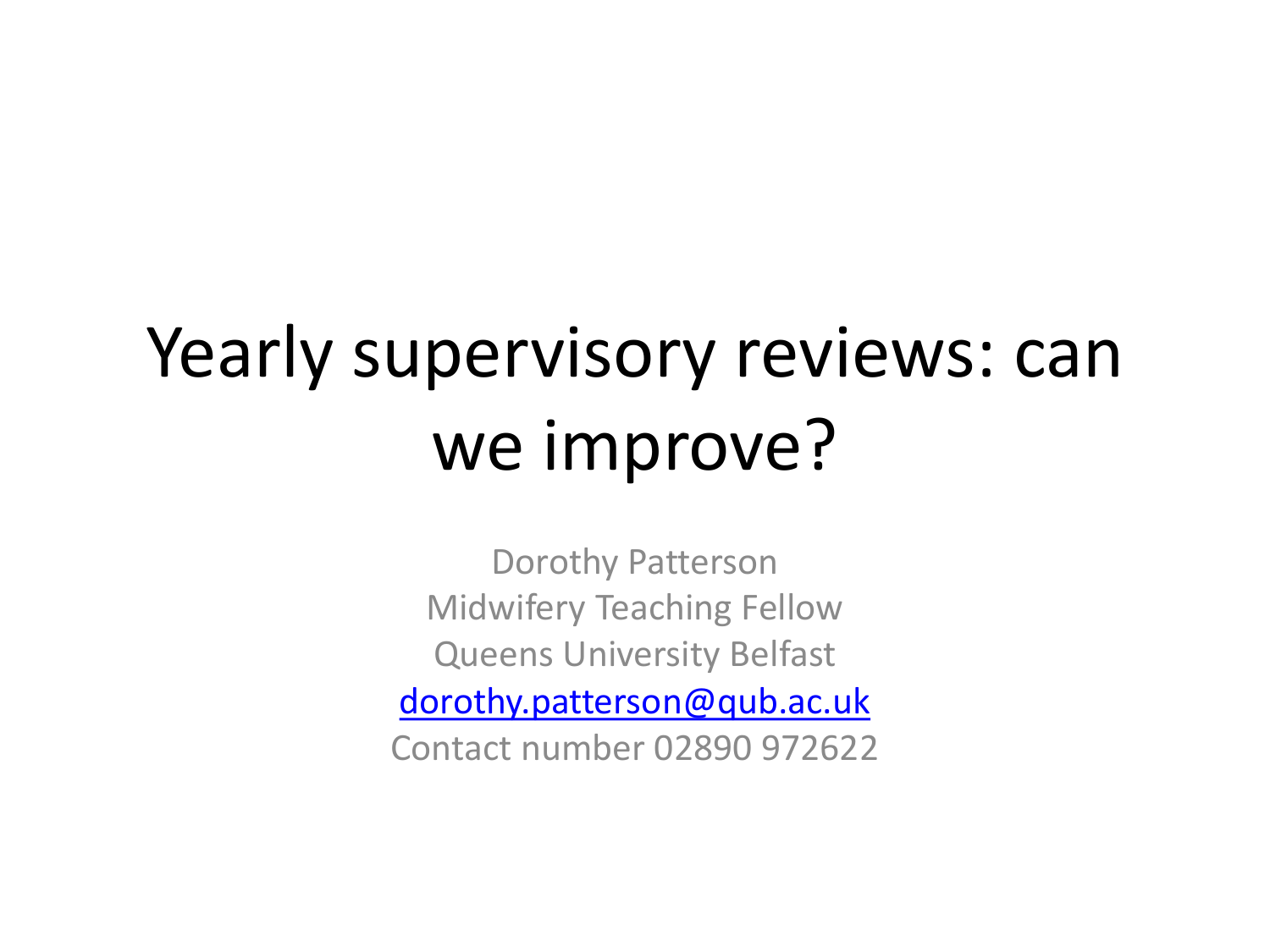# Yearly supervisory reviews: can we improve?

Dorothy Patterson
Midwifery Teaching Fellow
Queens University Belfast
dorothy.patterson@qub.ac.uk
Contact number 02890 972622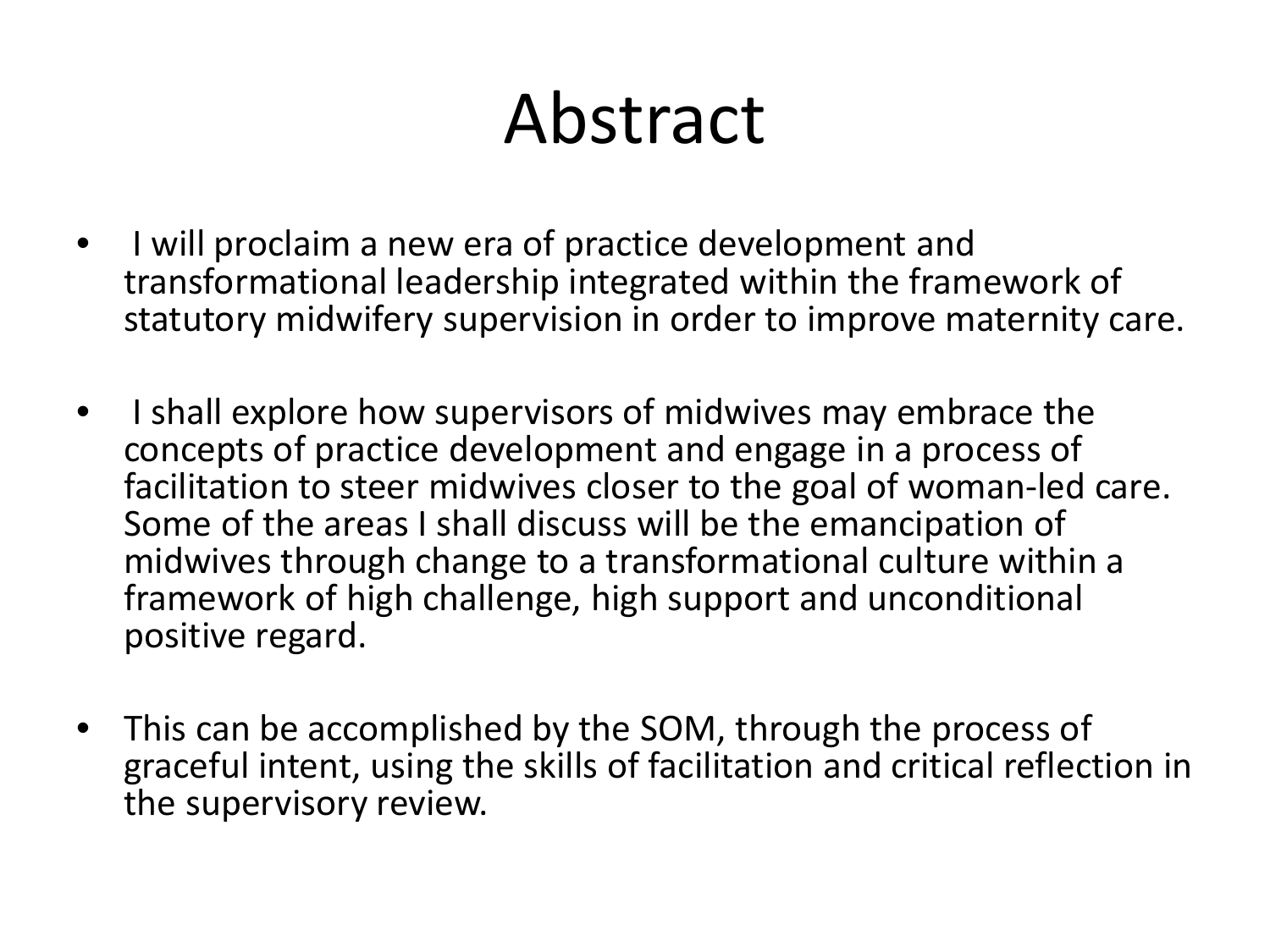# Abstract

- I will proclaim a new era of practice development and transformational leadership integrated within the framework of statutory midwifery supervision in order to improve maternity care.

- I shall explore how supervisors of midwives may embrace the concepts of practice development and engage in a process of facilitation to steer midwives closer to the goal of woman-led care. Some of the areas I shall discuss will be the emancipation of midwives through change to a transformational culture within a framework of high challenge, high support and unconditional positive regard.

- This can be accomplished by the SOM, through the process of graceful intent, using the skills of facilitation and critical reflection in the supervisory review.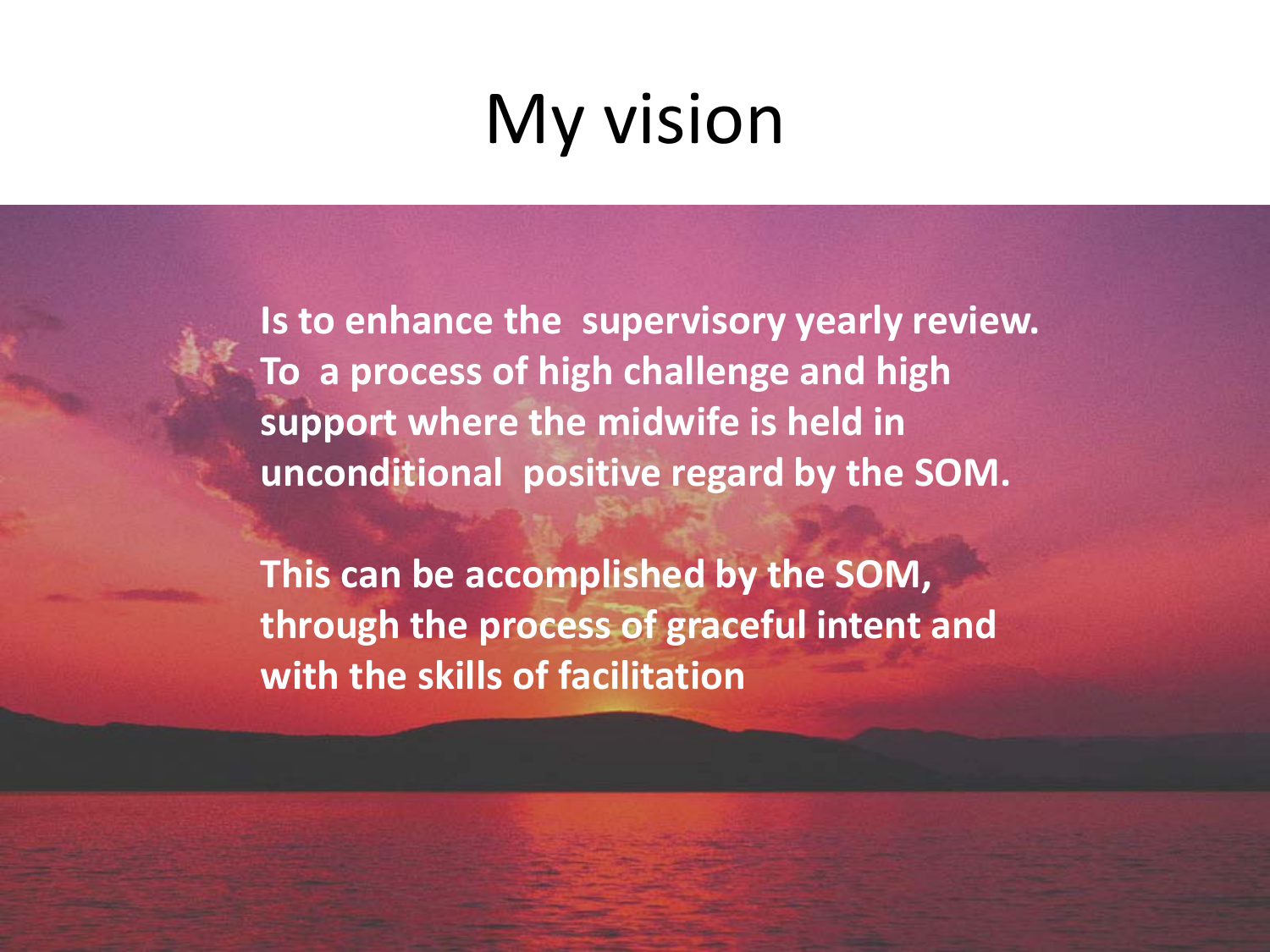# My vision

**Is to enhance the supervisory yearly review. To a process of high challenge and high support where the midwife is held in unconditional positive regard by the SOM.**

**This can be accomplished by the SOM, through the process of graceful intent and with the skills of facilitation**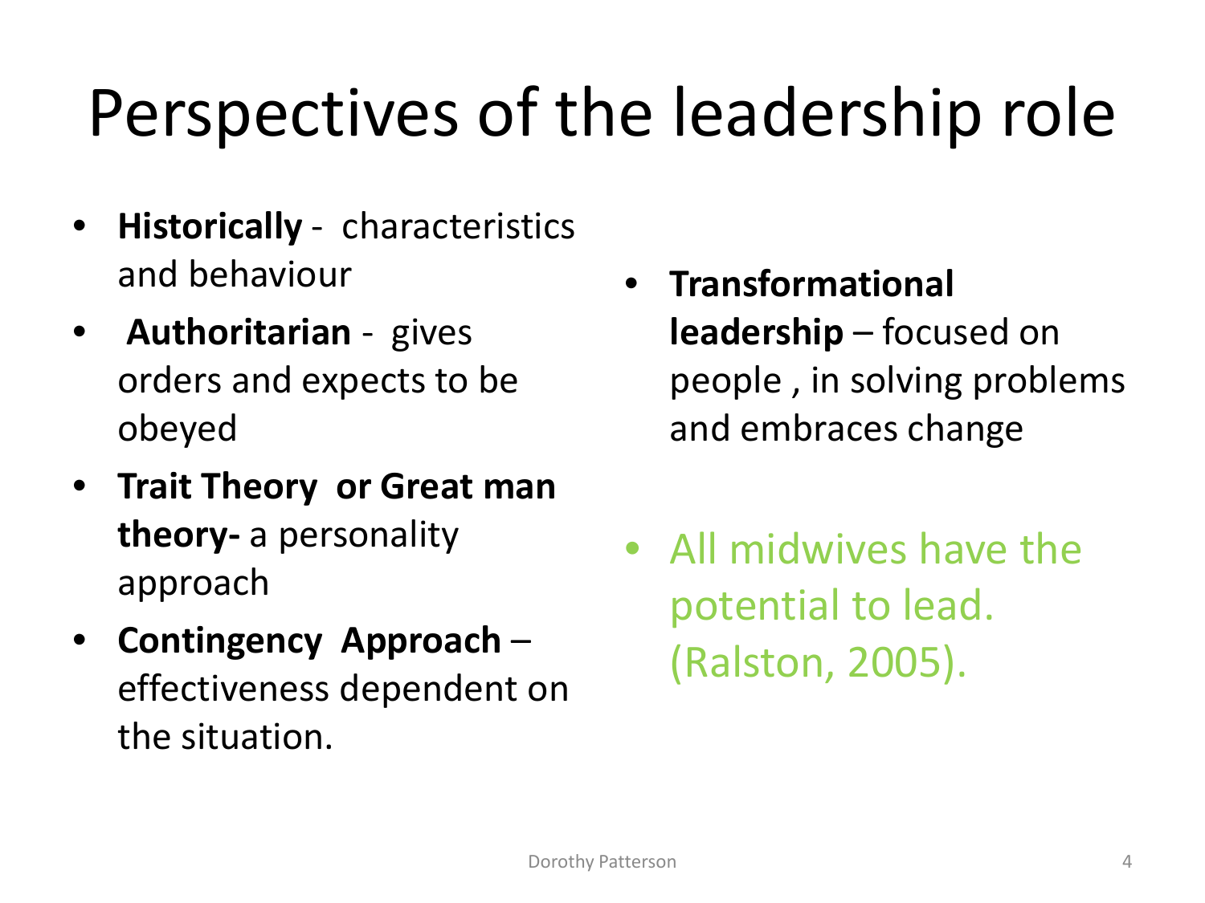# Perspectives of the leadership role

- **Historically** - characteristics and behaviour
- **Authoritarian** - gives orders and expects to be obeyed
- **Trait Theory or Great man theory-** a personality approach
- **Contingency Approach** – effectiveness dependent on the situation.
- **Transformational leadership** – focused on people , in solving problems and embraces change
- All midwives have the potential to lead. (Ralston, 2005).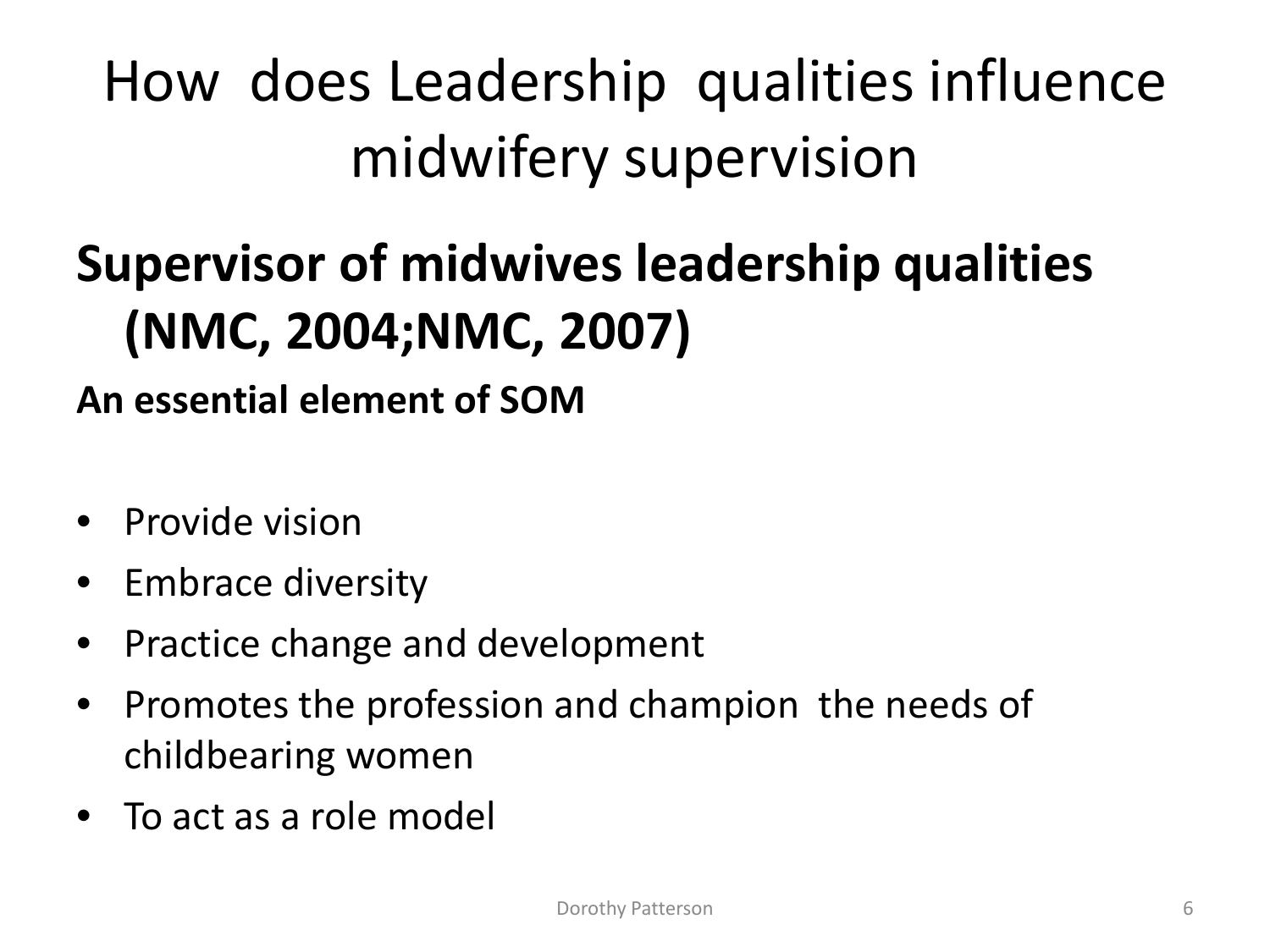# How does Leadership qualities influence midwifery supervision

## Supervisor of midwives leadership qualities (NMC, 2004;NMC, 2007)

**An essential element of SOM**

- Provide vision
- Embrace diversity
- Practice change and development
- Promotes the profession and champion the needs of childbearing women
- To act as a role model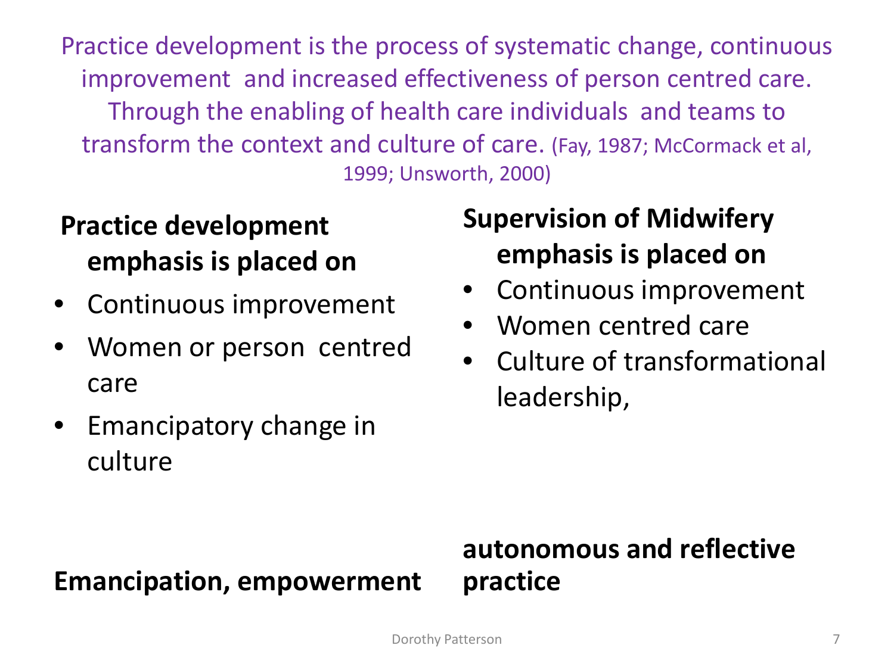Practice development is the process of systematic change, continuous improvement and increased effectiveness of person centred care. Through the enabling of health care individuals and teams to transform the context and culture of care. (Fay, 1987; McCormack et al, 1999; Unsworth, 2000)

**Practice development emphasis is placed on**

- Continuous improvement
- Women or person centred care
- Emancipatory change in culture

**Emancipation, empowerment**

**Supervision of Midwifery emphasis is placed on**

- Continuous improvement
- Women centred care
- Culture of transformational leadership,

**autonomous and reflective practice**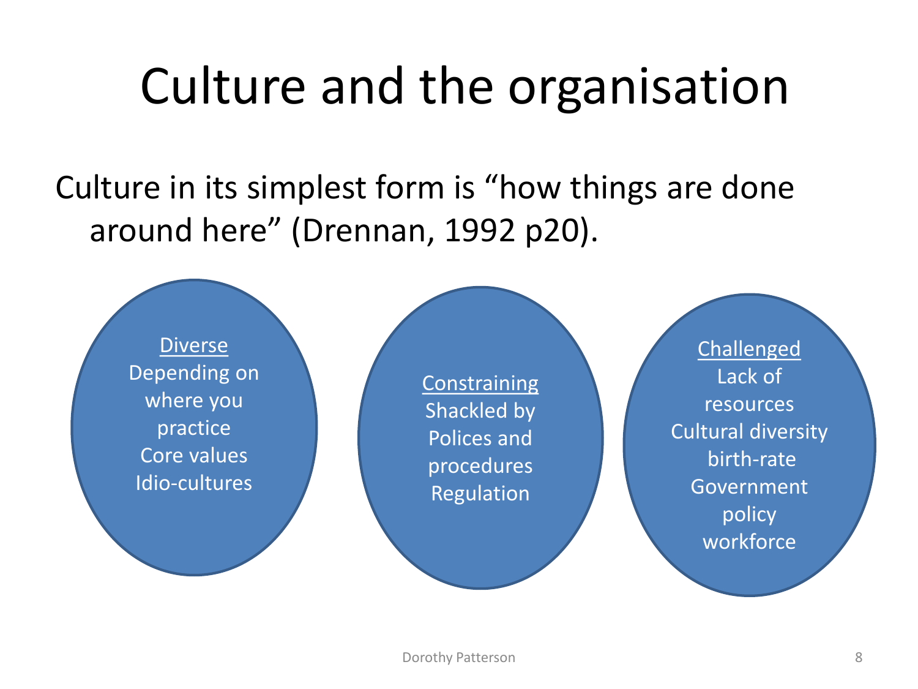# Culture and the organisation

Culture in its simplest form is "how things are done around here" (Drennan, 1992 p20).

**Diverse**
Depending on where you practice
Core values
Idio-cultures

**Constraining**
Shackled by Polices and procedures
Regulation

**Challenged**
Lack of resources
Cultural diversity
birth-rate
Government policy
workforce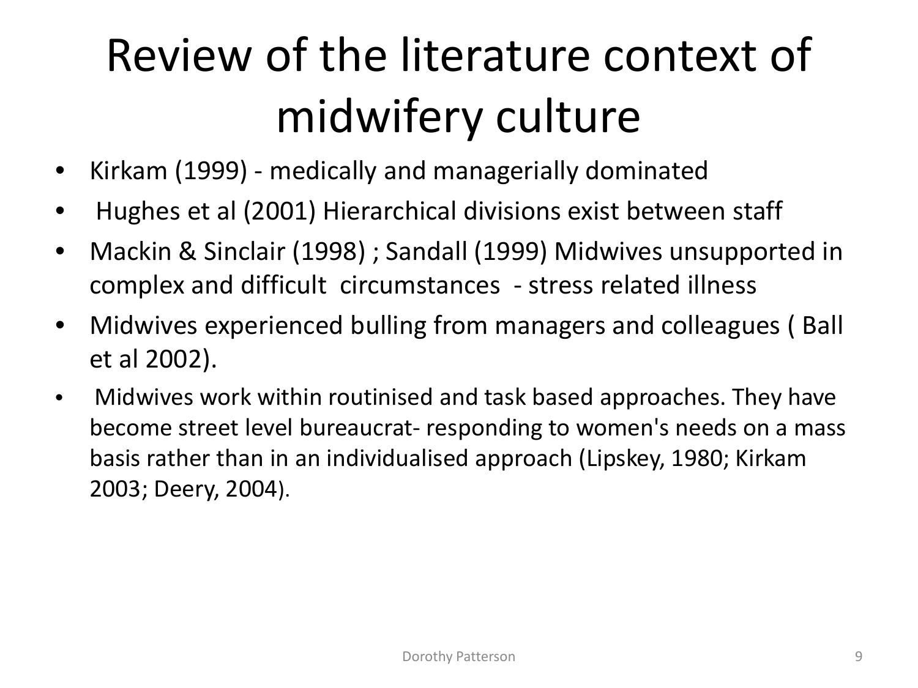# Review of the literature context of midwifery culture

- Kirkam (1999) - medically and managerially dominated
- Hughes et al (2001) Hierarchical divisions exist between staff
- Mackin & Sinclair (1998) ; Sandall (1999) Midwives unsupported in complex and difficult circumstances - stress related illness
- Midwives experienced bulling from managers and colleagues ( Ball et al 2002).
- Midwives work within routinised and task based approaches. They have become street level bureaucrat- responding to women's needs on a mass basis rather than in an individualised approach (Lipskey, 1980; Kirkam 2003; Deery, 2004).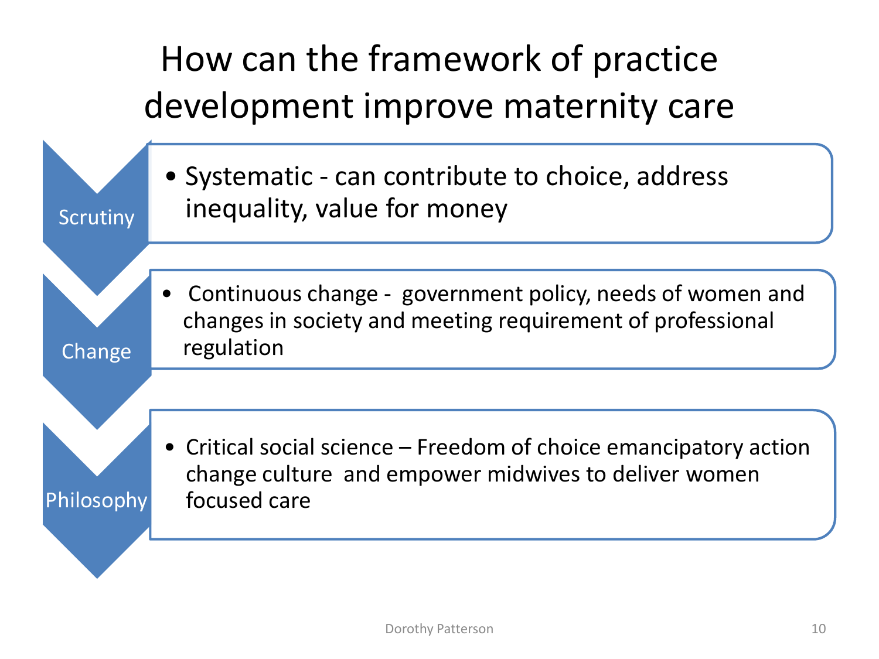# How can the framework of practice development improve maternity care

**Scrutiny**

- Systematic - can contribute to choice, address inequality, value for money

**Change**

- Continuous change - government policy, needs of women and changes in society and meeting requirement of professional regulation

**Philosophy**

- Critical social science – Freedom of choice emancipatory action change culture and empower midwives to deliver women focused care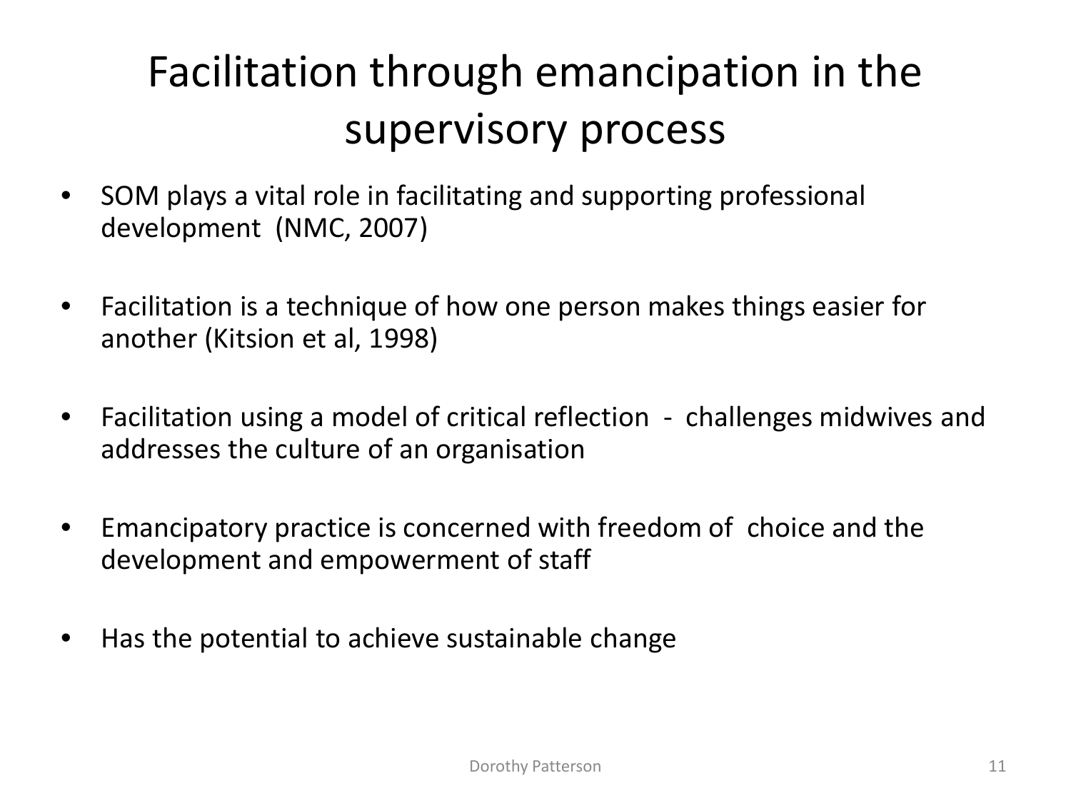# Facilitation through emancipation in the supervisory process

- SOM plays a vital role in facilitating and supporting professional development (NMC, 2007)
- Facilitation is a technique of how one person makes things easier for another (Kitsion et al, 1998)
- Facilitation using a model of critical reflection - challenges midwives and addresses the culture of an organisation
- Emancipatory practice is concerned with freedom of choice and the development and empowerment of staff
- Has the potential to achieve sustainable change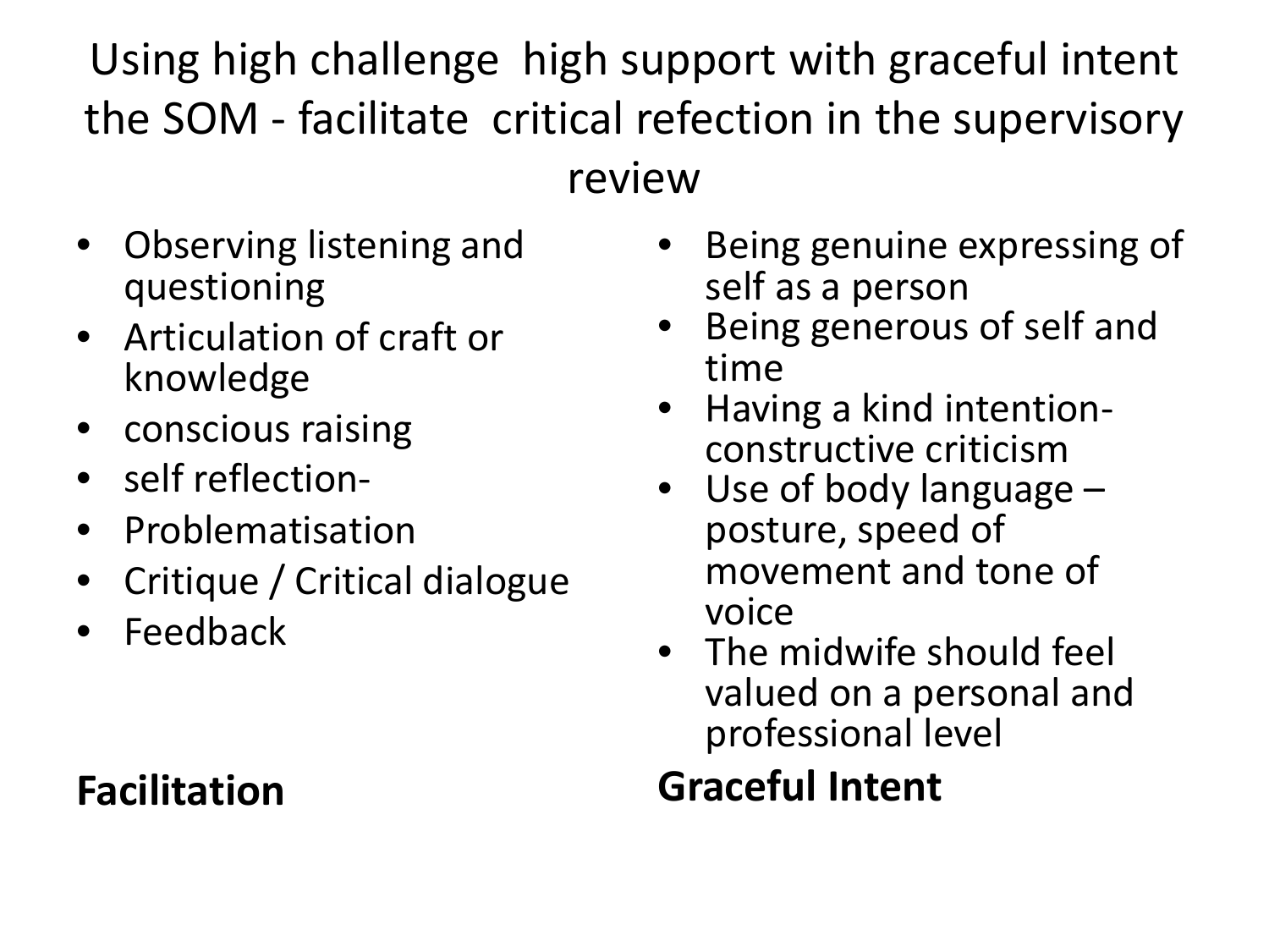# Using high challenge high support with graceful intent the SOM - facilitate critical refection in the supervisory review

- Observing listening and questioning
- Articulation of craft or knowledge
- conscious raising
- self reflection-
- Problematisation
- Critique / Critical dialogue
- Feedback

**Facilitation**

- Being genuine expressing of self as a person
- Being generous of self and time
- Having a kind intention-constructive criticism
- Use of body language – posture, speed of movement and tone of voice
- The midwife should feel valued on a personal and professional level

**Graceful Intent**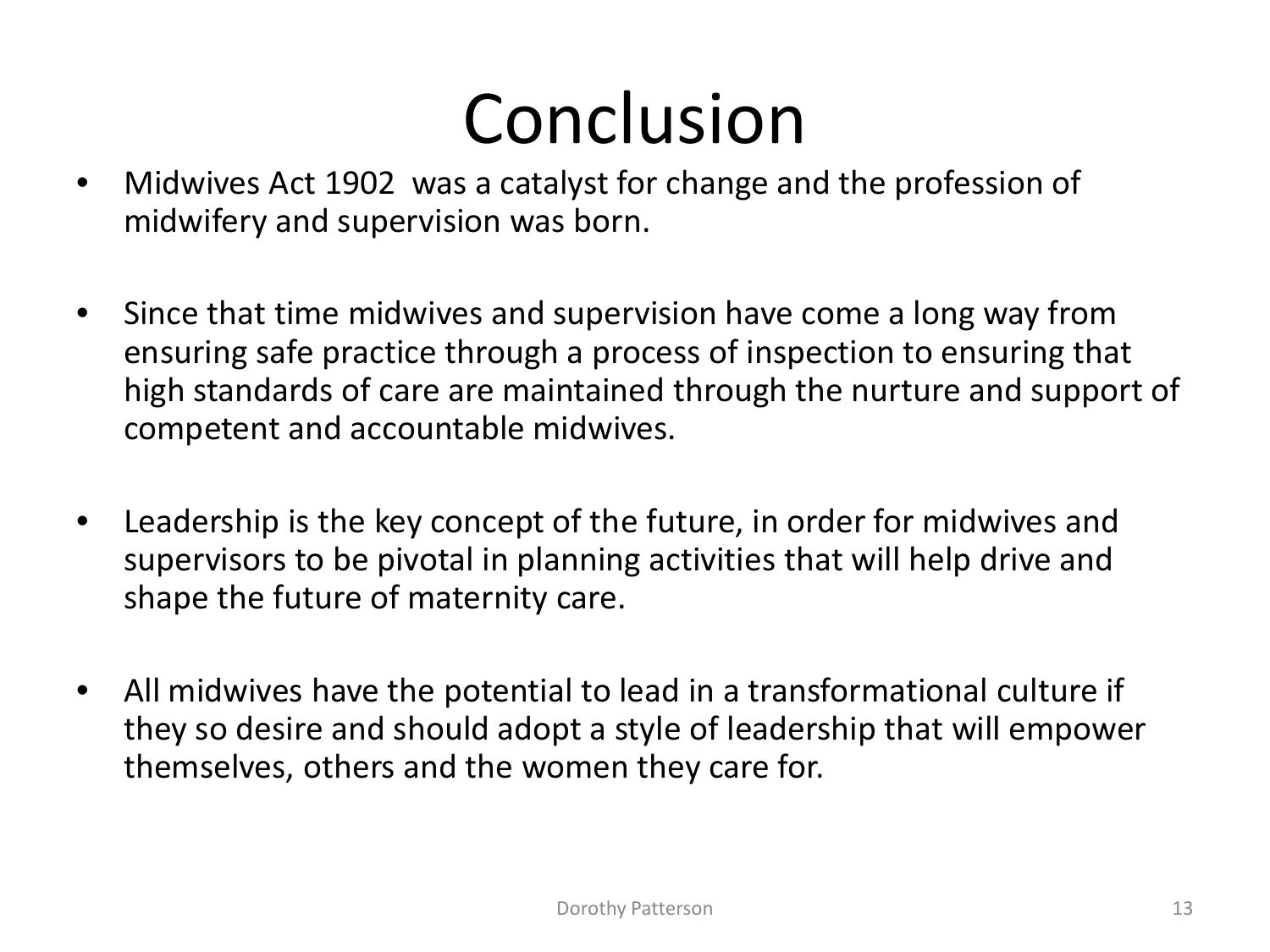# Conclusion

- Midwives Act 1902 was a catalyst for change and the profession of midwifery and supervision was born.
- Since that time midwives and supervision have come a long way from ensuring safe practice through a process of inspection to ensuring that high standards of care are maintained through the nurture and support of competent and accountable midwives.
- Leadership is the key concept of the future, in order for midwives and supervisors to be pivotal in planning activities that will help drive and shape the future of maternity care.
- All midwives have the potential to lead in a transformational culture if they so desire and should adopt a style of leadership that will empower themselves, others and the women they care for.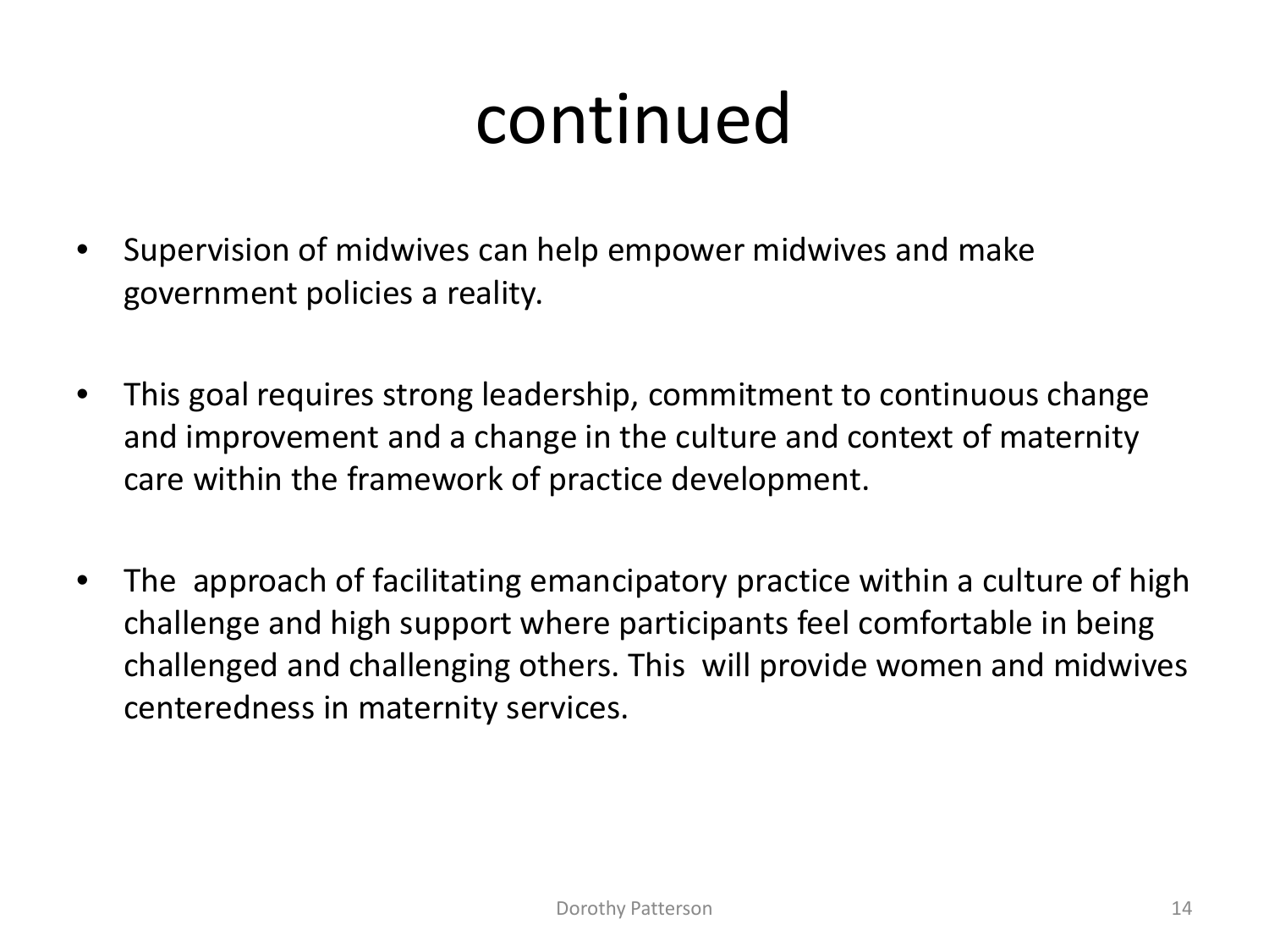# continued

- Supervision of midwives can help empower midwives and make government policies a reality.
- This goal requires strong leadership, commitment to continuous change and improvement and a change in the culture and context of maternity care within the framework of practice development.
- The  approach of facilitating emancipatory practice within a culture of high challenge and high support where participants feel comfortable in being challenged and challenging others. This  will provide women and midwives centeredness in maternity services.